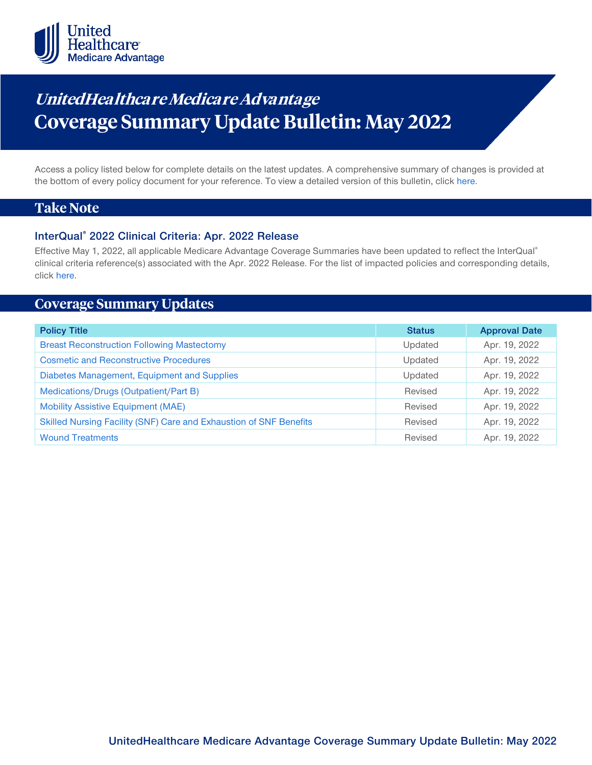# *UnitedHealthcare Medicare Advantage* Coverage Summary Update Bulletin: May 2022

Access a policy listed below for complete details on the latest updates. A comprehensive summary of changes is provided at the bottom of every policy document for your reference. To view a detailed version of this bulletin, click here.

## Take Note

### InterQual® 2022 Clinical Criteria: Apr. 2022 Release

Effective May 1, 2022, all applicable Medicare Advantage Coverage Summaries have been updated to reflect the InterQual® clinical criteria reference(s) associated with the Apr. 2022 Release. For the list of impacted policies and corresponding details, click here.

## Coverage Summary Updates

| Policy Title | Status | Approval Date |
|---|---|---|
| Breast Reconstruction Following Mastectomy | Updated | Apr. 19, 2022 |
| Cosmetic and Reconstructive Procedures | Updated | Apr. 19, 2022 |
| Diabetes Management, Equipment and Supplies | Updated | Apr. 19, 2022 |
| Medications/Drugs (Outpatient/Part B) | Revised | Apr. 19, 2022 |
| Mobility Assistive Equipment (MAE) | Revised | Apr. 19, 2022 |
| Skilled Nursing Facility (SNF) Care and Exhaustion of SNF Benefits | Revised | Apr. 19, 2022 |
| Wound Treatments | Revised | Apr. 19, 2022 |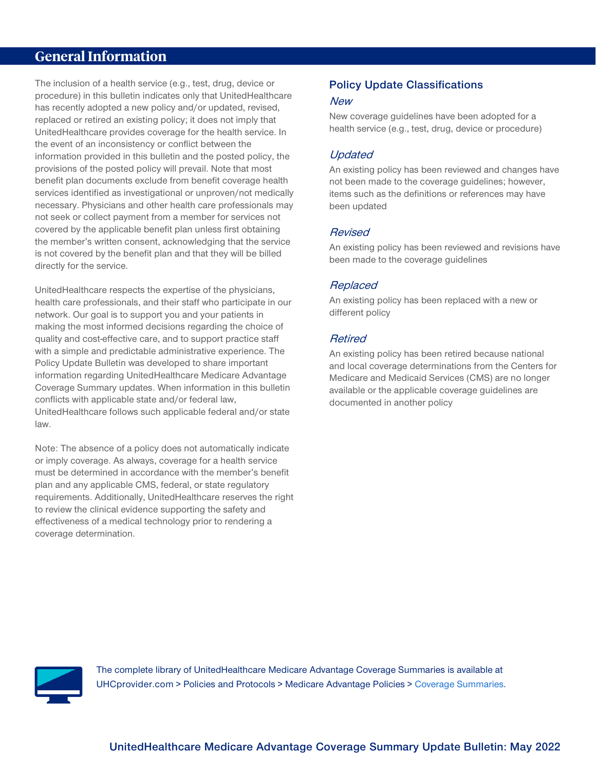# General Information

The inclusion of a health service (e.g., test, drug, device or procedure) in this bulletin indicates only that UnitedHealthcare has recently adopted a new policy and/or updated, revised, replaced or retired an existing policy; it does not imply that UnitedHealthcare provides coverage for the health service. In the event of an inconsistency or conflict between the information provided in this bulletin and the posted policy, the provisions of the posted policy will prevail. Note that most benefit plan documents exclude from benefit coverage health services identified as investigational or unproven/not medically necessary. Physicians and other health care professionals may not seek or collect payment from a member for services not covered by the applicable benefit plan unless first obtaining the member's written consent, acknowledging that the service is not covered by the benefit plan and that they will be billed directly for the service.

UnitedHealthcare respects the expertise of the physicians, health care professionals, and their staff who participate in our network. Our goal is to support you and your patients in making the most informed decisions regarding the choice of quality and cost-effective care, and to support practice staff with a simple and predictable administrative experience. The Policy Update Bulletin was developed to share important information regarding UnitedHealthcare Medicare Advantage Coverage Summary updates. When information in this bulletin conflicts with applicable state and/or federal law, UnitedHealthcare follows such applicable federal and/or state law.

Note: The absence of a policy does not automatically indicate or imply coverage. As always, coverage for a health service must be determined in accordance with the member's benefit plan and any applicable CMS, federal, or state regulatory requirements. Additionally, UnitedHealthcare reserves the right to review the clinical evidence supporting the safety and effectiveness of a medical technology prior to rendering a coverage determination.

## Policy Update Classifications

### *New*

New coverage guidelines have been adopted for a health service (e.g., test, drug, device or procedure)

### *Updated*

An existing policy has been reviewed and changes have not been made to the coverage guidelines; however, items such as the definitions or references may have been updated

### *Revised*

An existing policy has been reviewed and revisions have been made to the coverage guidelines

### *Replaced*

An existing policy has been replaced with a new or different policy

### *Retired*

An existing policy has been retired because national and local coverage determinations from the Centers for Medicare and Medicaid Services (CMS) are no longer available or the applicable coverage guidelines are documented in another policy

The complete library of UnitedHealthcare Medicare Advantage Coverage Summaries is available at UHCprovider.com > Policies and Protocols > Medicare Advantage Policies > Coverage Summaries.